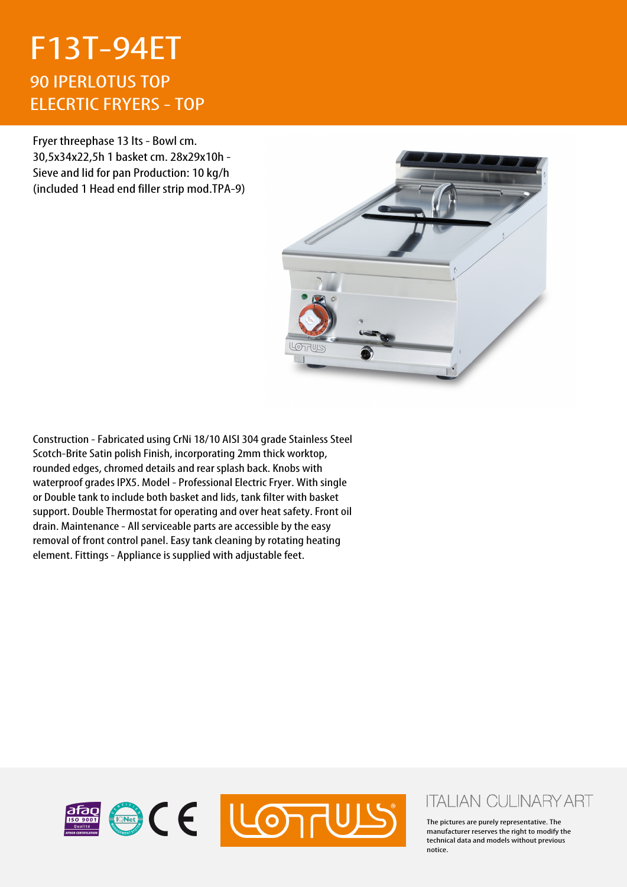# F13T-94ET

## 90 IPERLOTUS TOP
## ELECRTIC FRYERS - TOP

Fryer threephase 13 lts - Bowl cm. 30,5x34x22,5h 1 basket cm. 28x29x10h - Sieve and lid for pan Production: 10 kg/h (included 1 Head end filler strip mod.TPA-9)

Construction - Fabricated using CrNi 18/10 AISI 304 grade Stainless Steel Scotch-Brite Satin polish Finish, incorporating 2mm thick worktop, rounded edges, chromed details and rear splash back. Knobs with waterproof grades IPX5. Model - Professional Electric Fryer. With single or Double tank to include both basket and lids, tank filter with basket support. Double Thermostat for operating and over heat safety. Front oil drain. Maintenance - All serviceable parts are accessible by the easy removal of front control panel. Easy tank cleaning by rotating heating element. Fittings - Appliance is supplied with adjustable feet.

ITALIAN CULINARY ART

The pictures are purely representative. The manufacturer reserves the right to modify the technical data and models without previous notice.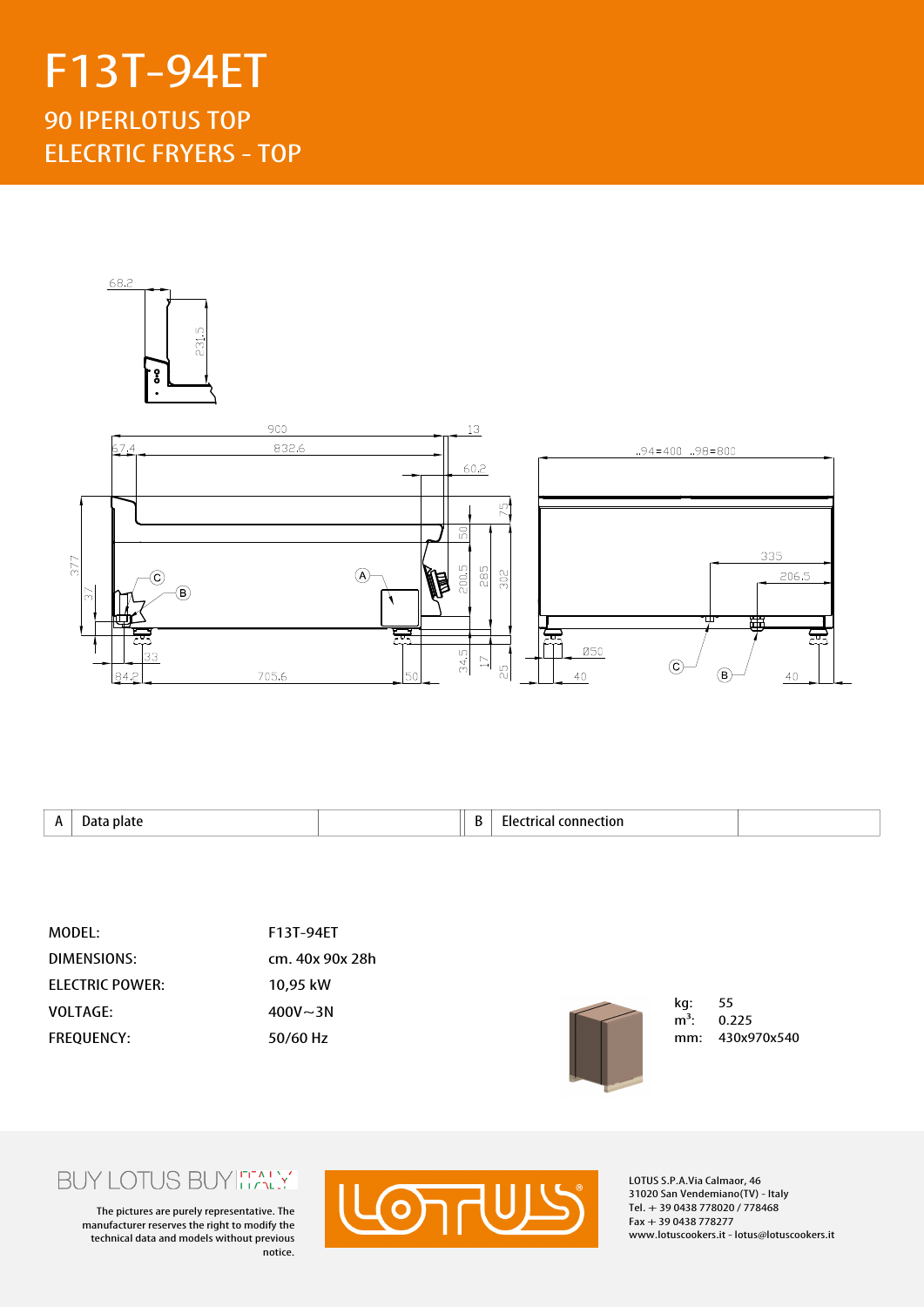# F13T-94ET

## 90 IPERLOTUS TOP
## ELECRTIC FRYERS - TOP

68.2
231.5
900
13
67.4
832.6
60.2
..94=400 ..98=800
377
37
75
50
200.5
285
302
335
206.5
Ø50
33
34.5
17
25
84.2
705.6
50
40
40
A
B
C

| A | Data plate | | B | Electrical connection | |
|---|---|---|---|---|---|

| | |
|---|---|
| MODEL: | F13T-94ET |
| DIMENSIONS: | cm. 40x 90x 28h |
| ELECTRIC POWER: | 10,95 kW |
| VOLTAGE: | 400V~3N |
| FREQUENCY: | 50/60 Hz |

| | |
|---|---|
| kg: | 55 |
| $m^3$: | 0.225 |
| mm: | 430x970x540 |

BUY LOTUS BUY ITALY

The pictures are purely representative. The manufacturer reserves the right to modify the technical data and models without previous notice.

LOTUS S.P.A.Via Calmaor, 46
31020 San Vendemiano(TV) - Italy
Tel. + 39 0438 778020 / 778468
Fax + 39 0438 778277
www.lotuscookers.it - lotus@lotuscookers.it